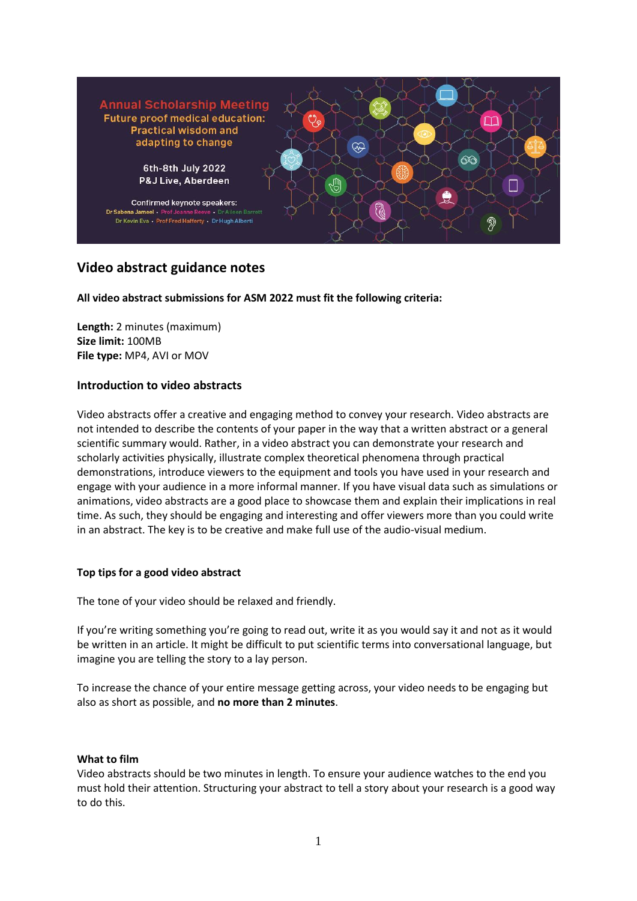Annual Scholarship Meeting
Future proof medical education: Practical wisdom and adapting to change

6th-8th July 2022
P&J Live, Aberdeen

Confirmed keynote speakers:
Dr Sabena Jameel • Prof Joanne Reeve • Dr Aileen Barrett
Dr Kevin Eva • Prof Fred Hafferty • Dr Hugh Alberti

## Video abstract guidance notes

**All video abstract submissions for ASM 2022 must fit the following criteria:**

**Length:** 2 minutes (maximum)
**Size limit:** 100MB
**File type:** MP4, AVI or MOV

### Introduction to video abstracts

Video abstracts offer a creative and engaging method to convey your research. Video abstracts are not intended to describe the contents of your paper in the way that a written abstract or a general scientific summary would. Rather, in a video abstract you can demonstrate your research and scholarly activities physically, illustrate complex theoretical phenomena through practical demonstrations, introduce viewers to the equipment and tools you have used in your research and engage with your audience in a more informal manner. If you have visual data such as simulations or animations, video abstracts are a good place to showcase them and explain their implications in real time. As such, they should be engaging and interesting and offer viewers more than you could write in an abstract. The key is to be creative and make full use of the audio-visual medium.

**Top tips for a good video abstract**

The tone of your video should be relaxed and friendly.

If you're writing something you're going to read out, write it as you would say it and not as it would be written in an article. It might be difficult to put scientific terms into conversational language, but imagine you are telling the story to a lay person.

To increase the chance of your entire message getting across, your video needs to be engaging but also as short as possible, and **no more than 2 minutes**.

**What to film**

Video abstracts should be two minutes in length. To ensure your audience watches to the end you must hold their attention. Structuring your abstract to tell a story about your research is a good way to do this.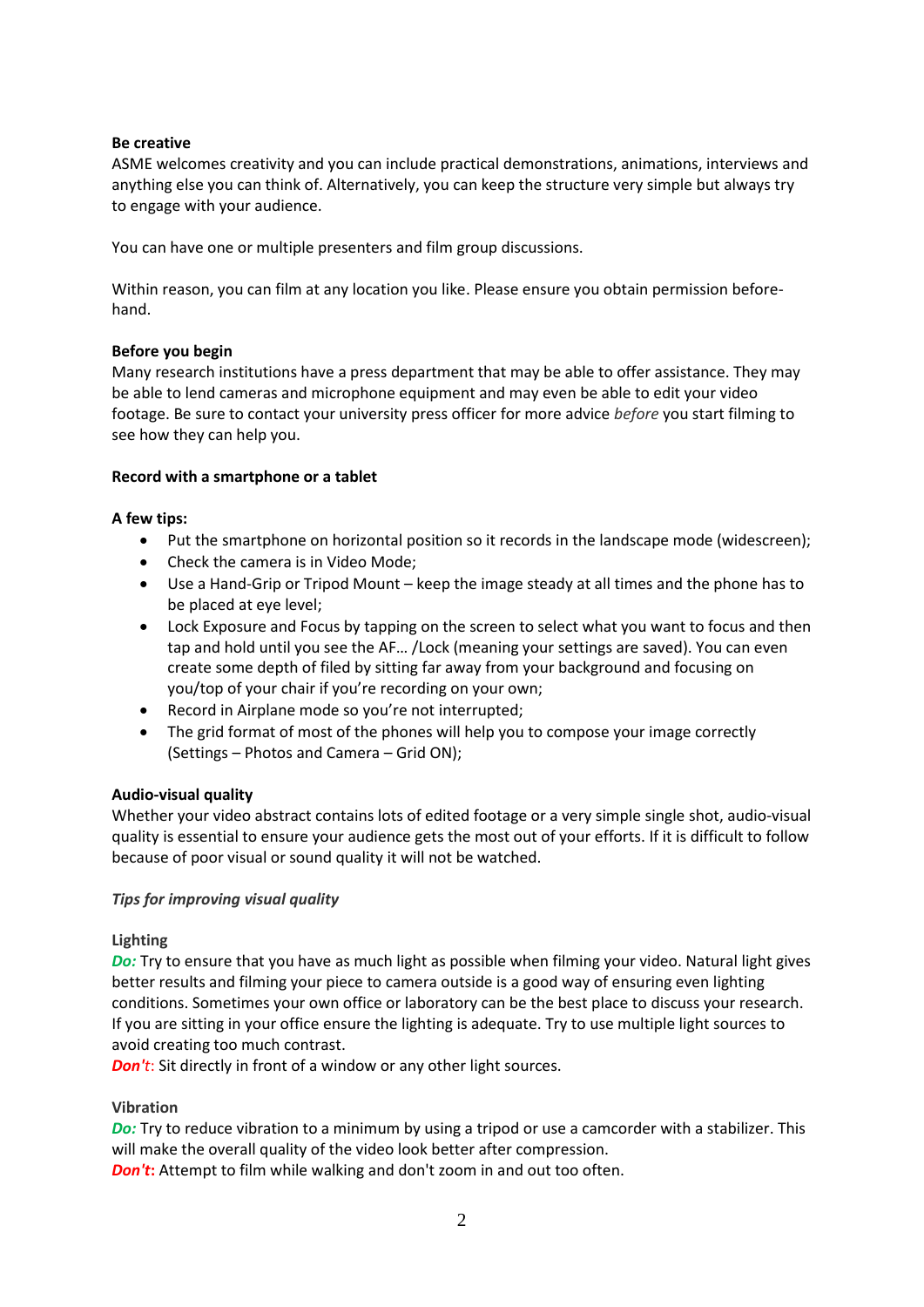**Be creative**

ASME welcomes creativity and you can include practical demonstrations, animations, interviews and anything else you can think of. Alternatively, you can keep the structure very simple but always try to engage with your audience.

You can have one or multiple presenters and film group discussions.

Within reason, you can film at any location you like. Please ensure you obtain permission before-hand.

**Before you begin**

Many research institutions have a press department that may be able to offer assistance. They may be able to lend cameras and microphone equipment and may even be able to edit your video footage. Be sure to contact your university press officer for more advice *before* you start filming to see how they can help you.

**Record with a smartphone or a tablet**

**A few tips:**

- Put the smartphone on horizontal position so it records in the landscape mode (widescreen);
- Check the camera is in Video Mode;
- Use a Hand-Grip or Tripod Mount – keep the image steady at all times and the phone has to be placed at eye level;
- Lock Exposure and Focus by tapping on the screen to select what you want to focus and then tap and hold until you see the AF… /Lock (meaning your settings are saved). You can even create some depth of filed by sitting far away from your background and focusing on you/top of your chair if you're recording on your own;
- Record in Airplane mode so you're not interrupted;
- The grid format of most of the phones will help you to compose your image correctly (Settings – Photos and Camera – Grid ON);

**Audio-visual quality**

Whether your video abstract contains lots of edited footage or a very simple single shot, audio-visual quality is essential to ensure your audience gets the most out of your efforts. If it is difficult to follow because of poor visual or sound quality it will not be watched.

***Tips for improving visual quality***

**Lighting**

***Do:*** Try to ensure that you have as much light as possible when filming your video. Natural light gives better results and filming your piece to camera outside is a good way of ensuring even lighting conditions. Sometimes your own office or laboratory can be the best place to discuss your research. If you are sitting in your office ensure the lighting is adequate. Try to use multiple light sources to avoid creating too much contrast.

***Don't***: Sit directly in front of a window or any other light sources.

**Vibration**

***Do:*** Try to reduce vibration to a minimum by using a tripod or use a camcorder with a stabilizer. This will make the overall quality of the video look better after compression.

***Don't*:** Attempt to film while walking and don't zoom in and out too often.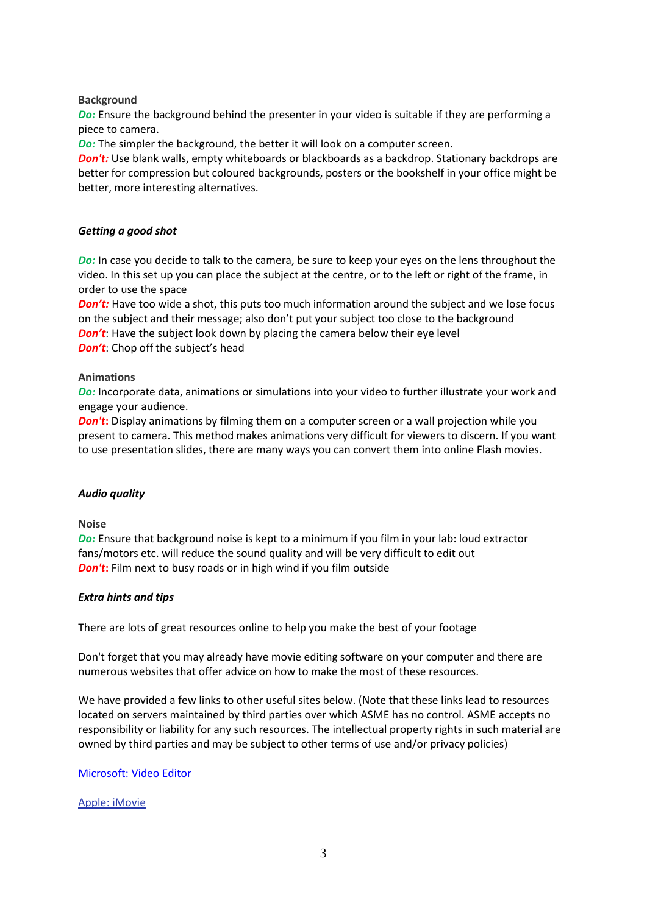**Background**

***Do:*** Ensure the background behind the presenter in your video is suitable if they are performing a piece to camera.

***Do:*** The simpler the background, the better it will look on a computer screen.

***Don't:*** Use blank walls, empty whiteboards or blackboards as a backdrop. Stationary backdrops are better for compression but coloured backgrounds, posters or the bookshelf in your office might be better, more interesting alternatives.

***Getting a good shot***

***Do:*** In case you decide to talk to the camera, be sure to keep your eyes on the lens throughout the video. In this set up you can place the subject at the centre, or to the left or right of the frame, in order to use the space

***Don't:*** Have too wide a shot, this puts too much information around the subject and we lose focus on the subject and their message; also don't put your subject too close to the background

***Don't***: Have the subject look down by placing the camera below their eye level

***Don't***: Chop off the subject's head

**Animations**

***Do:*** Incorporate data, animations or simulations into your video to further illustrate your work and engage your audience.

***Don't*:** Display animations by filming them on a computer screen or a wall projection while you present to camera. This method makes animations very difficult for viewers to discern. If you want to use presentation slides, there are many ways you can convert them into online Flash movies.

***Audio quality***

**Noise**

***Do:*** Ensure that background noise is kept to a minimum if you film in your lab: loud extractor fans/motors etc. will reduce the sound quality and will be very difficult to edit out

***Don't*:** Film next to busy roads or in high wind if you film outside

***Extra hints and tips***

There are lots of great resources online to help you make the best of your footage

Don't forget that you may already have movie editing software on your computer and there are numerous websites that offer advice on how to make the most of these resources.

We have provided a few links to other useful sites below. (Note that these links lead to resources located on servers maintained by third parties over which ASME has no control. ASME accepts no responsibility or liability for any such resources. The intellectual property rights in such material are owned by third parties and may be subject to other terms of use and/or privacy policies)

Microsoft: Video Editor

Apple: iMovie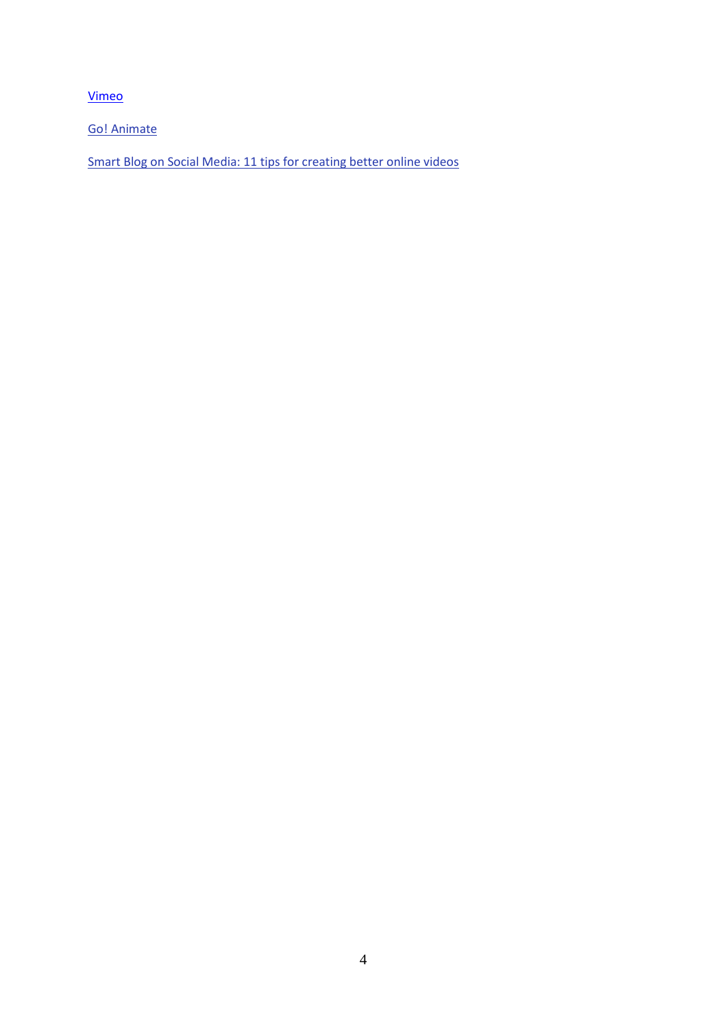Vimeo

Go! Animate

Smart Blog on Social Media: 11 tips for creating better online videos